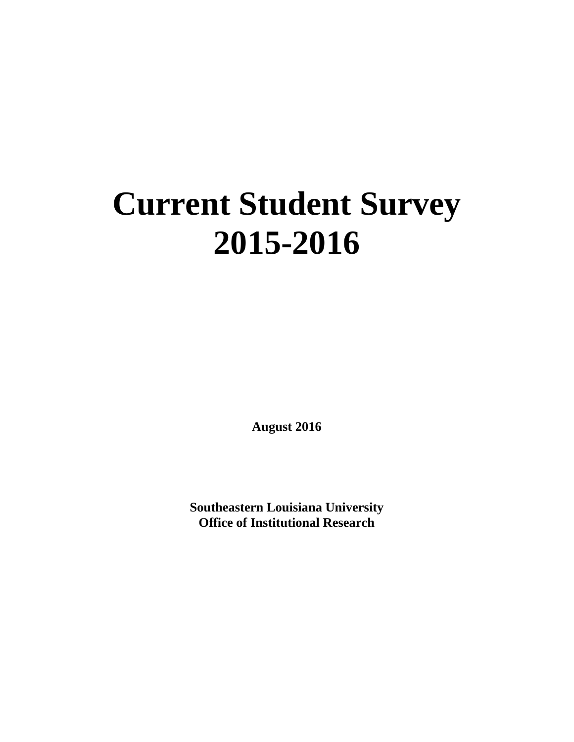# Current Student Survey 2015-2016

**August 2016**

**Southeastern Louisiana University**
**Office of Institutional Research**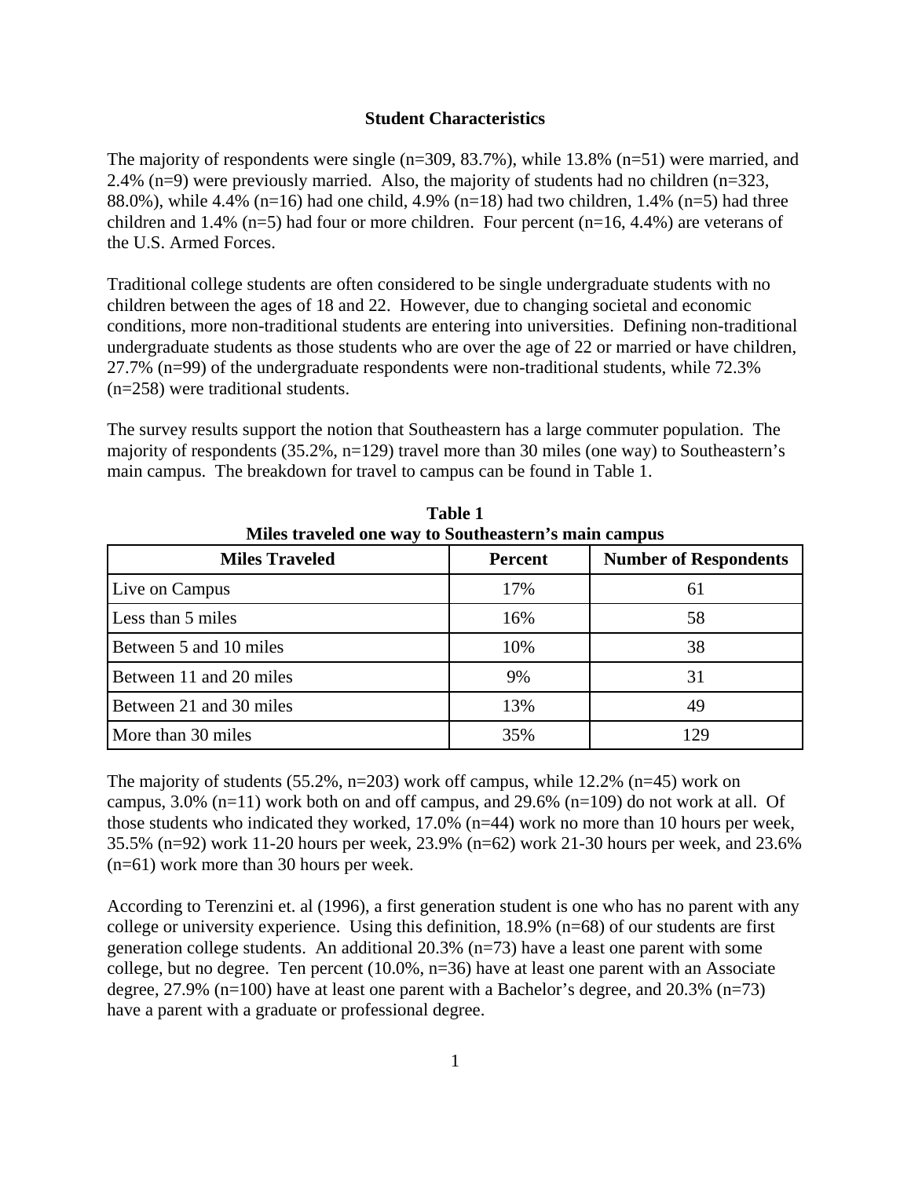## Student Characteristics

The majority of respondents were single (n=309, 83.7%), while 13.8% (n=51) were married, and 2.4% (n=9) were previously married. Also, the majority of students had no children (n=323, 88.0%), while 4.4% (n=16) had one child, 4.9% (n=18) had two children, 1.4% (n=5) had three children and 1.4% (n=5) had four or more children. Four percent (n=16, 4.4%) are veterans of the U.S. Armed Forces.

Traditional college students are often considered to be single undergraduate students with no children between the ages of 18 and 22. However, due to changing societal and economic conditions, more non-traditional students are entering into universities. Defining non-traditional undergraduate students as those students who are over the age of 22 or married or have children, 27.7% (n=99) of the undergraduate respondents were non-traditional students, while 72.3% (n=258) were traditional students.

The survey results support the notion that Southeastern has a large commuter population. The majority of respondents (35.2%, n=129) travel more than 30 miles (one way) to Southeastern's main campus. The breakdown for travel to campus can be found in Table 1.

**Table 1**
**Miles traveled one way to Southeastern's main campus**

| Miles Traveled | Percent | Number of Respondents |
|---|---|---|
| Live on Campus | 17% | 61 |
| Less than 5 miles | 16% | 58 |
| Between 5 and 10 miles | 10% | 38 |
| Between 11 and 20 miles | 9% | 31 |
| Between 21 and 30 miles | 13% | 49 |
| More than 30 miles | 35% | 129 |

The majority of students (55.2%, n=203) work off campus, while 12.2% (n=45) work on campus, 3.0% (n=11) work both on and off campus, and 29.6% (n=109) do not work at all. Of those students who indicated they worked, 17.0% (n=44) work no more than 10 hours per week, 35.5% (n=92) work 11-20 hours per week, 23.9% (n=62) work 21-30 hours per week, and 23.6% (n=61) work more than 30 hours per week.

According to Terenzini et. al (1996), a first generation student is one who has no parent with any college or university experience. Using this definition, 18.9% (n=68) of our students are first generation college students. An additional 20.3% (n=73) have a least one parent with some college, but no degree. Ten percent (10.0%, n=36) have at least one parent with an Associate degree, 27.9% (n=100) have at least one parent with a Bachelor's degree, and 20.3% (n=73) have a parent with a graduate or professional degree.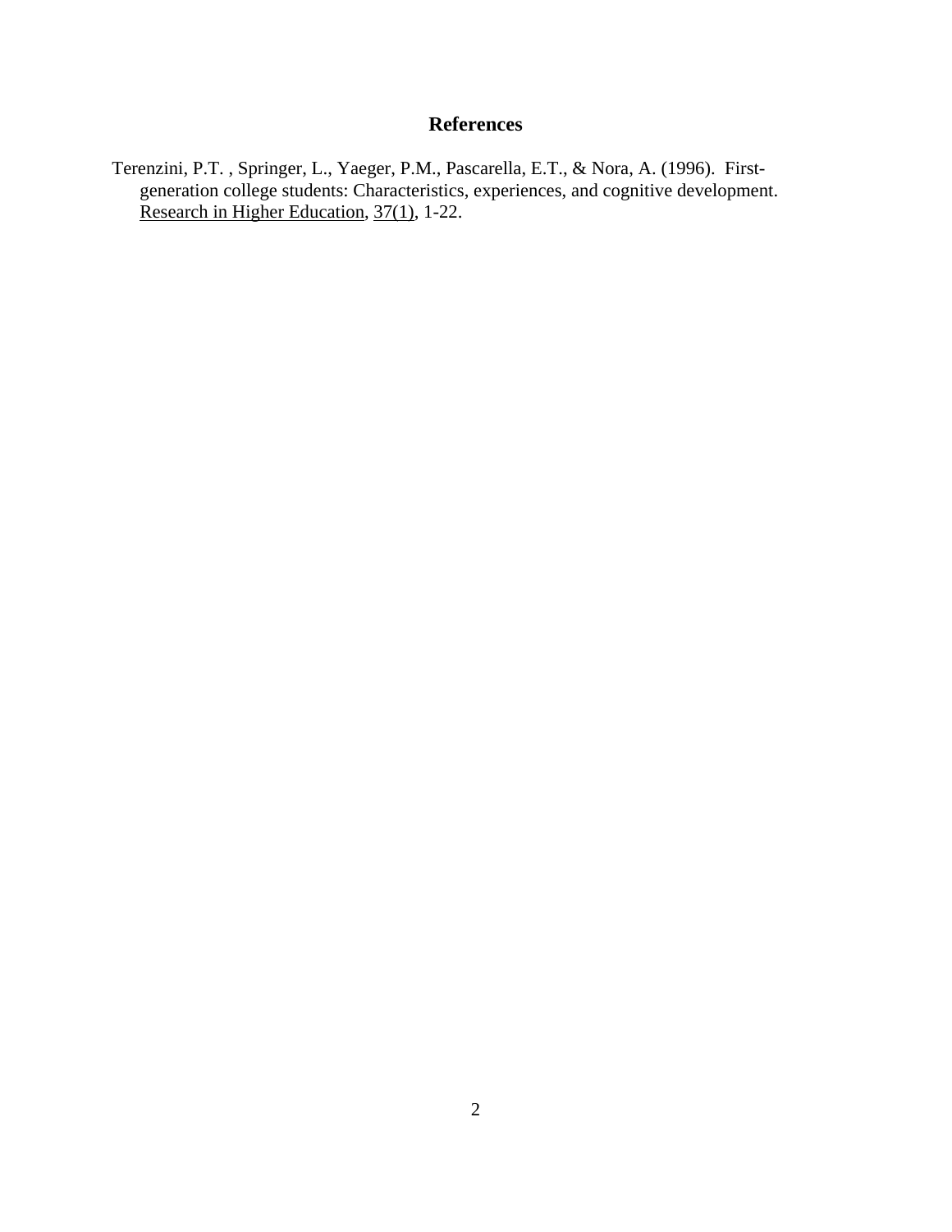## References

Terenzini, P.T. , Springer, L., Yaeger, P.M., Pascarella, E.T., & Nora, A. (1996). First-generation college students: Characteristics, experiences, and cognitive development. Research in Higher Education, 37(1), 1-22.